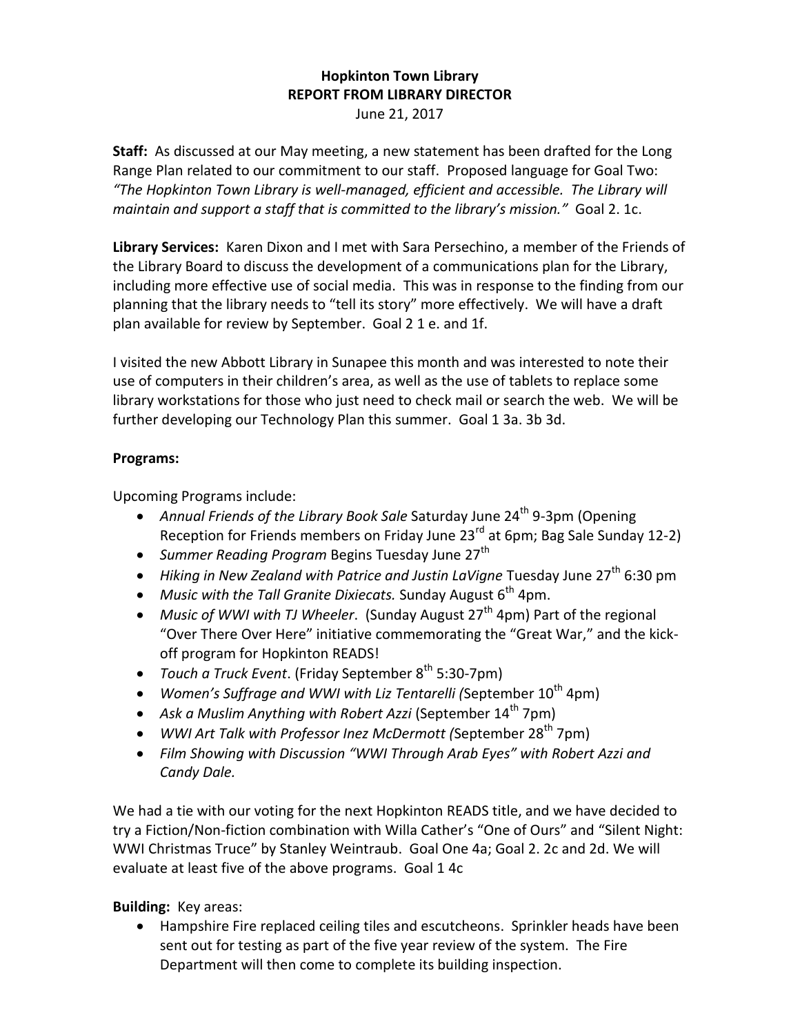**Hopkinton Town Library**
**REPORT FROM LIBRARY DIRECTOR**
June 21, 2017

**Staff:** As discussed at our May meeting, a new statement has been drafted for the Long Range Plan related to our commitment to our staff. Proposed language for Goal Two: *"The Hopkinton Town Library is well-managed, efficient and accessible. The Library will maintain and support a staff that is committed to the library's mission."* Goal 2. 1c.

**Library Services:** Karen Dixon and I met with Sara Persechino, a member of the Friends of the Library Board to discuss the development of a communications plan for the Library, including more effective use of social media. This was in response to the finding from our planning that the library needs to "tell its story" more effectively. We will have a draft plan available for review by September. Goal 2 1 e. and 1f.

I visited the new Abbott Library in Sunapee this month and was interested to note their use of computers in their children's area, as well as the use of tablets to replace some library workstations for those who just need to check mail or search the web. We will be further developing our Technology Plan this summer. Goal 1 3a. 3b 3d.

**Programs:**

Upcoming Programs include:

- *Annual Friends of the Library Book Sale* Saturday June 24th 9-3pm (Opening Reception for Friends members on Friday June 23rd at 6pm; Bag Sale Sunday 12-2)
- *Summer Reading Program* Begins Tuesday June 27th
- *Hiking in New Zealand with Patrice and Justin LaVigne* Tuesday June 27th 6:30 pm
- *Music with the Tall Granite Dixiecats.* Sunday August 6th 4pm.
- *Music of WWI with TJ Wheeler*. (Sunday August 27th 4pm) Part of the regional "Over There Over Here" initiative commemorating the "Great War," and the kick-off program for Hopkinton READS!
- *Touch a Truck Event*. (Friday September 8th 5:30-7pm)
- *Women's Suffrage and WWI with Liz Tentarelli (*September 10th 4pm)
- *Ask a Muslim Anything with Robert Azzi* (September 14th 7pm)
- *WWI Art Talk with Professor Inez McDermott (*September 28th 7pm)
- *Film Showing with Discussion "WWI Through Arab Eyes" with Robert Azzi and Candy Dale.*

We had a tie with our voting for the next Hopkinton READS title, and we have decided to try a Fiction/Non-fiction combination with Willa Cather's "One of Ours" and "Silent Night: WWI Christmas Truce" by Stanley Weintraub. Goal One 4a; Goal 2. 2c and 2d. We will evaluate at least five of the above programs. Goal 1 4c

**Building:** Key areas:

- Hampshire Fire replaced ceiling tiles and escutcheons. Sprinkler heads have been sent out for testing as part of the five year review of the system. The Fire Department will then come to complete its building inspection.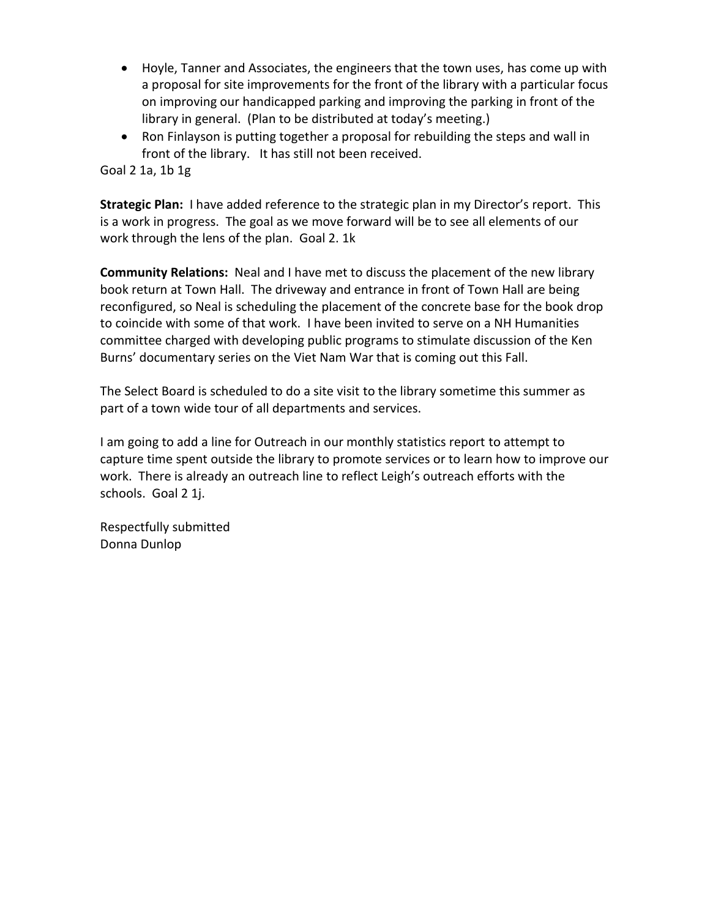- Hoyle, Tanner and Associates, the engineers that the town uses, has come up with a proposal for site improvements for the front of the library with a particular focus on improving our handicapped parking and improving the parking in front of the library in general. (Plan to be distributed at today's meeting.)
- Ron Finlayson is putting together a proposal for rebuilding the steps and wall in front of the library. It has still not been received.

Goal 2 1a, 1b 1g

**Strategic Plan:** I have added reference to the strategic plan in my Director's report. This is a work in progress. The goal as we move forward will be to see all elements of our work through the lens of the plan. Goal 2. 1k

**Community Relations:** Neal and I have met to discuss the placement of the new library book return at Town Hall. The driveway and entrance in front of Town Hall are being reconfigured, so Neal is scheduling the placement of the concrete base for the book drop to coincide with some of that work. I have been invited to serve on a NH Humanities committee charged with developing public programs to stimulate discussion of the Ken Burns' documentary series on the Viet Nam War that is coming out this Fall.

The Select Board is scheduled to do a site visit to the library sometime this summer as part of a town wide tour of all departments and services.

I am going to add a line for Outreach in our monthly statistics report to attempt to capture time spent outside the library to promote services or to learn how to improve our work. There is already an outreach line to reflect Leigh's outreach efforts with the schools. Goal 2 1j.

Respectfully submitted
Donna Dunlop